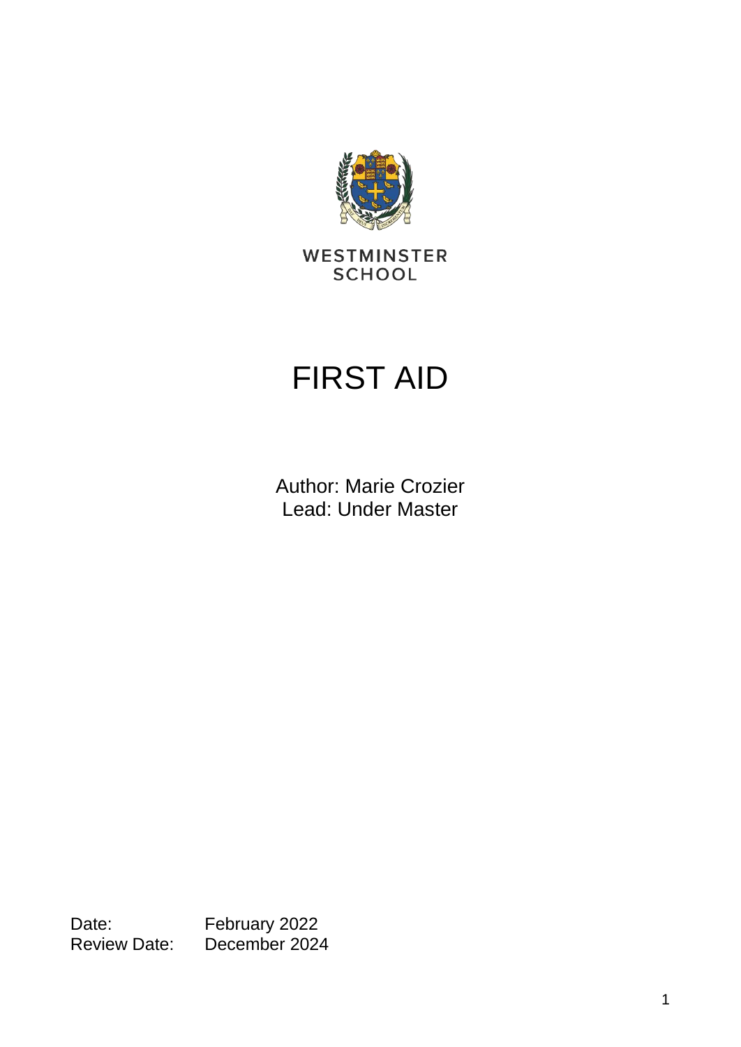WESTMINSTER
SCHOOL

# FIRST AID

Author: Marie Crozier
Lead: Under Master

Date: February 2022
Review Date: December 2024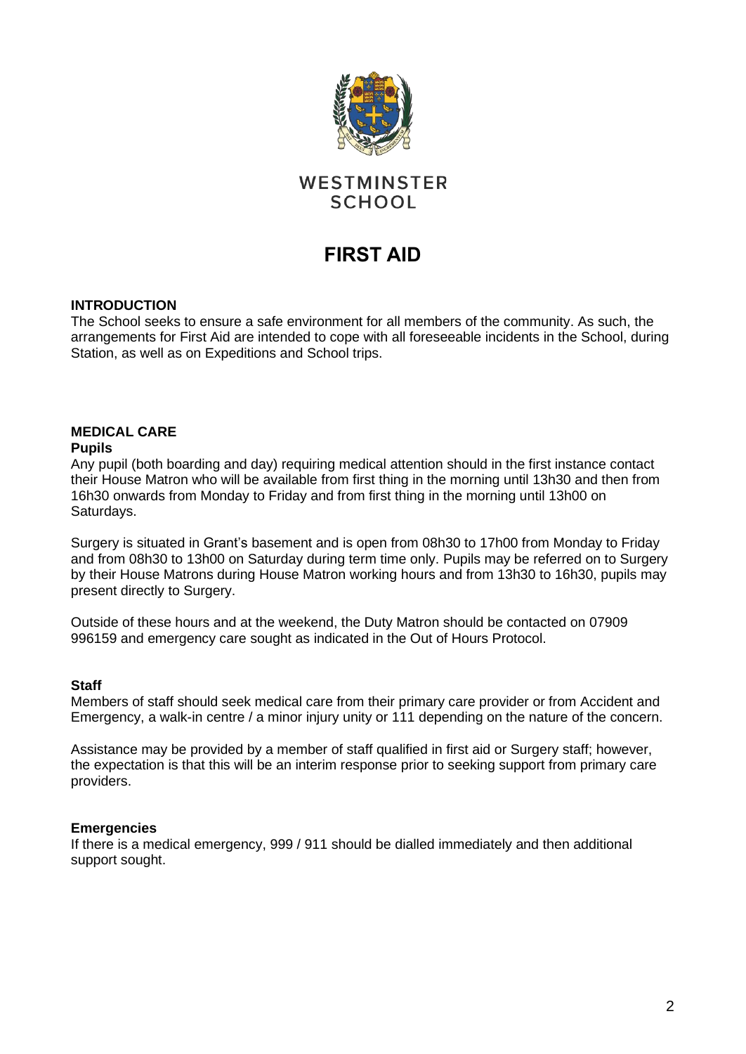WESTMINSTER SCHOOL

# FIRST AID

## INTRODUCTION

The School seeks to ensure a safe environment for all members of the community. As such, the arrangements for First Aid are intended to cope with all foreseeable incidents in the School, during Station, as well as on Expeditions and School trips.

## MEDICAL CARE

### Pupils

Any pupil (both boarding and day) requiring medical attention should in the first instance contact their House Matron who will be available from first thing in the morning until 13h30 and then from 16h30 onwards from Monday to Friday and from first thing in the morning until 13h00 on Saturdays.

Surgery is situated in Grant's basement and is open from 08h30 to 17h00 from Monday to Friday and from 08h30 to 13h00 on Saturday during term time only. Pupils may be referred on to Surgery by their House Matrons during House Matron working hours and from 13h30 to 16h30, pupils may present directly to Surgery.

Outside of these hours and at the weekend, the Duty Matron should be contacted on 07909 996159 and emergency care sought as indicated in the Out of Hours Protocol.

### Staff

Members of staff should seek medical care from their primary care provider or from Accident and Emergency, a walk-in centre / a minor injury unity or 111 depending on the nature of the concern.

Assistance may be provided by a member of staff qualified in first aid or Surgery staff; however, the expectation is that this will be an interim response prior to seeking support from primary care providers.

### Emergencies

If there is a medical emergency, 999 / 911 should be dialled immediately and then additional support sought.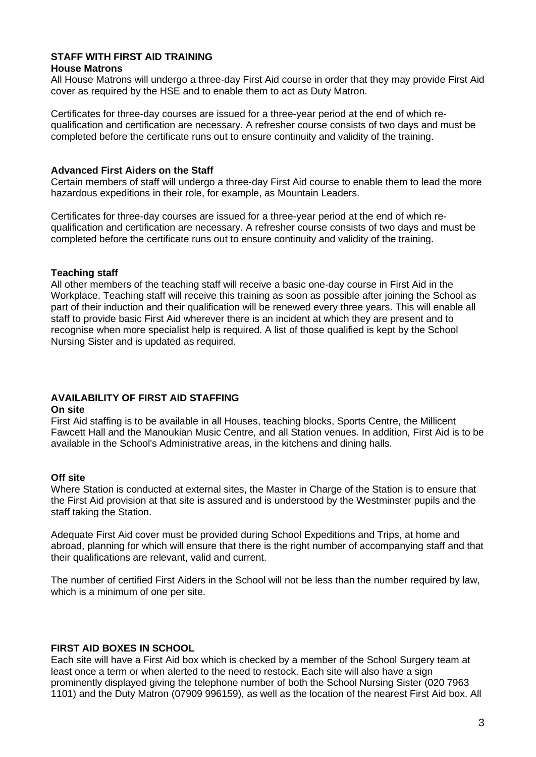## STAFF WITH FIRST AID TRAINING

### House Matrons

All House Matrons will undergo a three-day First Aid course in order that they may provide First Aid cover as required by the HSE and to enable them to act as Duty Matron.

Certificates for three-day courses are issued for a three-year period at the end of which re-qualification and certification are necessary. A refresher course consists of two days and must be completed before the certificate runs out to ensure continuity and validity of the training.

### Advanced First Aiders on the Staff

Certain members of staff will undergo a three-day First Aid course to enable them to lead the more hazardous expeditions in their role, for example, as Mountain Leaders.

Certificates for three-day courses are issued for a three-year period at the end of which re-qualification and certification are necessary. A refresher course consists of two days and must be completed before the certificate runs out to ensure continuity and validity of the training.

### Teaching staff

All other members of the teaching staff will receive a basic one-day course in First Aid in the Workplace. Teaching staff will receive this training as soon as possible after joining the School as part of their induction and their qualification will be renewed every three years. This will enable all staff to provide basic First Aid wherever there is an incident at which they are present and to recognise when more specialist help is required. A list of those qualified is kept by the School Nursing Sister and is updated as required.

## AVAILABILITY OF FIRST AID STAFFING

### On site

First Aid staffing is to be available in all Houses, teaching blocks, Sports Centre, the Millicent Fawcett Hall and the Manoukian Music Centre, and all Station venues. In addition, First Aid is to be available in the School's Administrative areas, in the kitchens and dining halls.

### Off site

Where Station is conducted at external sites, the Master in Charge of the Station is to ensure that the First Aid provision at that site is assured and is understood by the Westminster pupils and the staff taking the Station.

Adequate First Aid cover must be provided during School Expeditions and Trips, at home and abroad, planning for which will ensure that there is the right number of accompanying staff and that their qualifications are relevant, valid and current.

The number of certified First Aiders in the School will not be less than the number required by law, which is a minimum of one per site.

## FIRST AID BOXES IN SCHOOL

Each site will have a First Aid box which is checked by a member of the School Surgery team at least once a term or when alerted to the need to restock. Each site will also have a sign prominently displayed giving the telephone number of both the School Nursing Sister (020 7963 1101) and the Duty Matron (07909 996159), as well as the location of the nearest First Aid box. All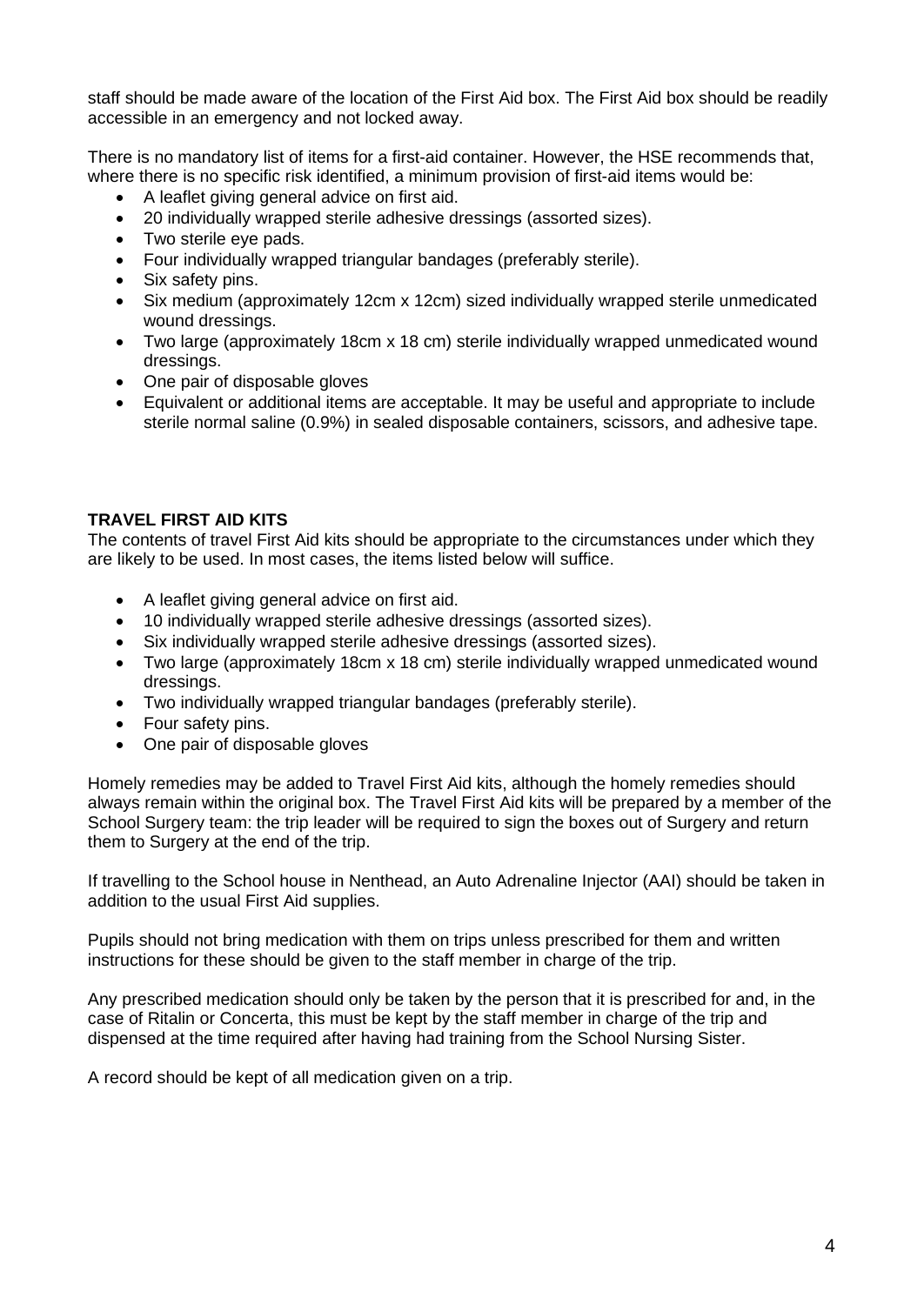staff should be made aware of the location of the First Aid box. The First Aid box should be readily accessible in an emergency and not locked away.

There is no mandatory list of items for a first-aid container. However, the HSE recommends that, where there is no specific risk identified, a minimum provision of first-aid items would be:

- A leaflet giving general advice on first aid.
- 20 individually wrapped sterile adhesive dressings (assorted sizes).
- Two sterile eye pads.
- Four individually wrapped triangular bandages (preferably sterile).
- Six safety pins.
- Six medium (approximately 12cm x 12cm) sized individually wrapped sterile unmedicated wound dressings.
- Two large (approximately 18cm x 18 cm) sterile individually wrapped unmedicated wound dressings.
- One pair of disposable gloves
- Equivalent or additional items are acceptable. It may be useful and appropriate to include sterile normal saline (0.9%) in sealed disposable containers, scissors, and adhesive tape.

**TRAVEL FIRST AID KITS**

The contents of travel First Aid kits should be appropriate to the circumstances under which they are likely to be used. In most cases, the items listed below will suffice.

- A leaflet giving general advice on first aid.
- 10 individually wrapped sterile adhesive dressings (assorted sizes).
- Six individually wrapped sterile adhesive dressings (assorted sizes).
- Two large (approximately 18cm x 18 cm) sterile individually wrapped unmedicated wound dressings.
- Two individually wrapped triangular bandages (preferably sterile).
- Four safety pins.
- One pair of disposable gloves

Homely remedies may be added to Travel First Aid kits, although the homely remedies should always remain within the original box. The Travel First Aid kits will be prepared by a member of the School Surgery team: the trip leader will be required to sign the boxes out of Surgery and return them to Surgery at the end of the trip.

If travelling to the School house in Nenthead, an Auto Adrenaline Injector (AAI) should be taken in addition to the usual First Aid supplies.

Pupils should not bring medication with them on trips unless prescribed for them and written instructions for these should be given to the staff member in charge of the trip.

Any prescribed medication should only be taken by the person that it is prescribed for and, in the case of Ritalin or Concerta, this must be kept by the staff member in charge of the trip and dispensed at the time required after having had training from the School Nursing Sister.

A record should be kept of all medication given on a trip.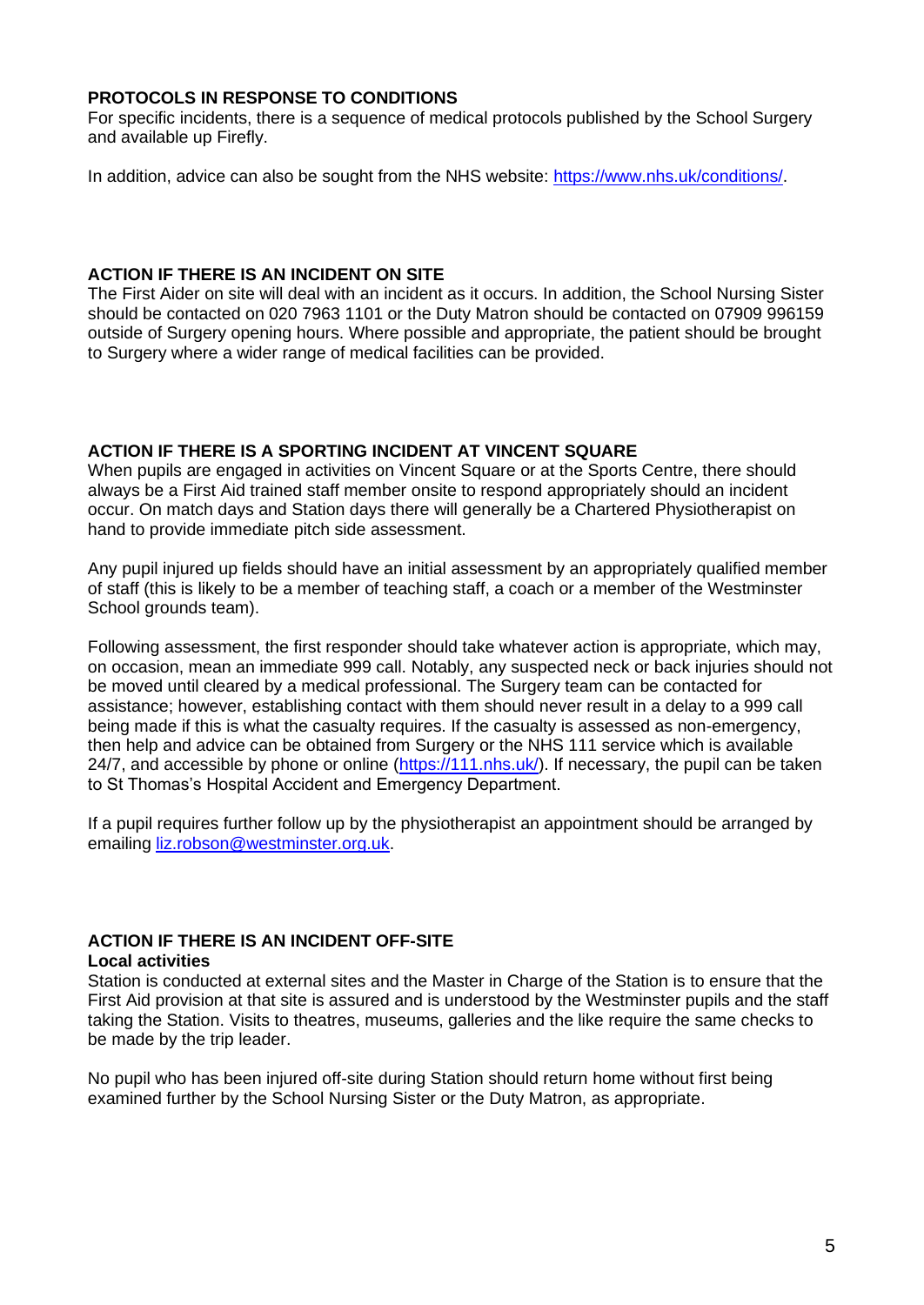## PROTOCOLS IN RESPONSE TO CONDITIONS

For specific incidents, there is a sequence of medical protocols published by the School Surgery and available up Firefly.

In addition, advice can also be sought from the NHS website: [https://www.nhs.uk/conditions/](https://www.nhs.uk/conditions/).

## ACTION IF THERE IS AN INCIDENT ON SITE

The First Aider on site will deal with an incident as it occurs. In addition, the School Nursing Sister should be contacted on 020 7963 1101 or the Duty Matron should be contacted on 07909 996159 outside of Surgery opening hours. Where possible and appropriate, the patient should be brought to Surgery where a wider range of medical facilities can be provided.

## ACTION IF THERE IS A SPORTING INCIDENT AT VINCENT SQUARE

When pupils are engaged in activities on Vincent Square or at the Sports Centre, there should always be a First Aid trained staff member onsite to respond appropriately should an incident occur. On match days and Station days there will generally be a Chartered Physiotherapist on hand to provide immediate pitch side assessment.

Any pupil injured up fields should have an initial assessment by an appropriately qualified member of staff (this is likely to be a member of teaching staff, a coach or a member of the Westminster School grounds team).

Following assessment, the first responder should take whatever action is appropriate, which may, on occasion, mean an immediate 999 call. Notably, any suspected neck or back injuries should not be moved until cleared by a medical professional. The Surgery team can be contacted for assistance; however, establishing contact with them should never result in a delay to a 999 call being made if this is what the casualty requires. If the casualty is assessed as non-emergency, then help and advice can be obtained from Surgery or the NHS 111 service which is available 24/7, and accessible by phone or online ([https://111.nhs.uk/](https://111.nhs.uk/)). If necessary, the pupil can be taken to St Thomas's Hospital Accident and Emergency Department.

If a pupil requires further follow up by the physiotherapist an appointment should be arranged by emailing [liz.robson@westminster.org.uk](mailto:liz.robson@westminster.org.uk).

## ACTION IF THERE IS AN INCIDENT OFF-SITE

### Local activities

Station is conducted at external sites and the Master in Charge of the Station is to ensure that the First Aid provision at that site is assured and is understood by the Westminster pupils and the staff taking the Station. Visits to theatres, museums, galleries and the like require the same checks to be made by the trip leader.

No pupil who has been injured off-site during Station should return home without first being examined further by the School Nursing Sister or the Duty Matron, as appropriate.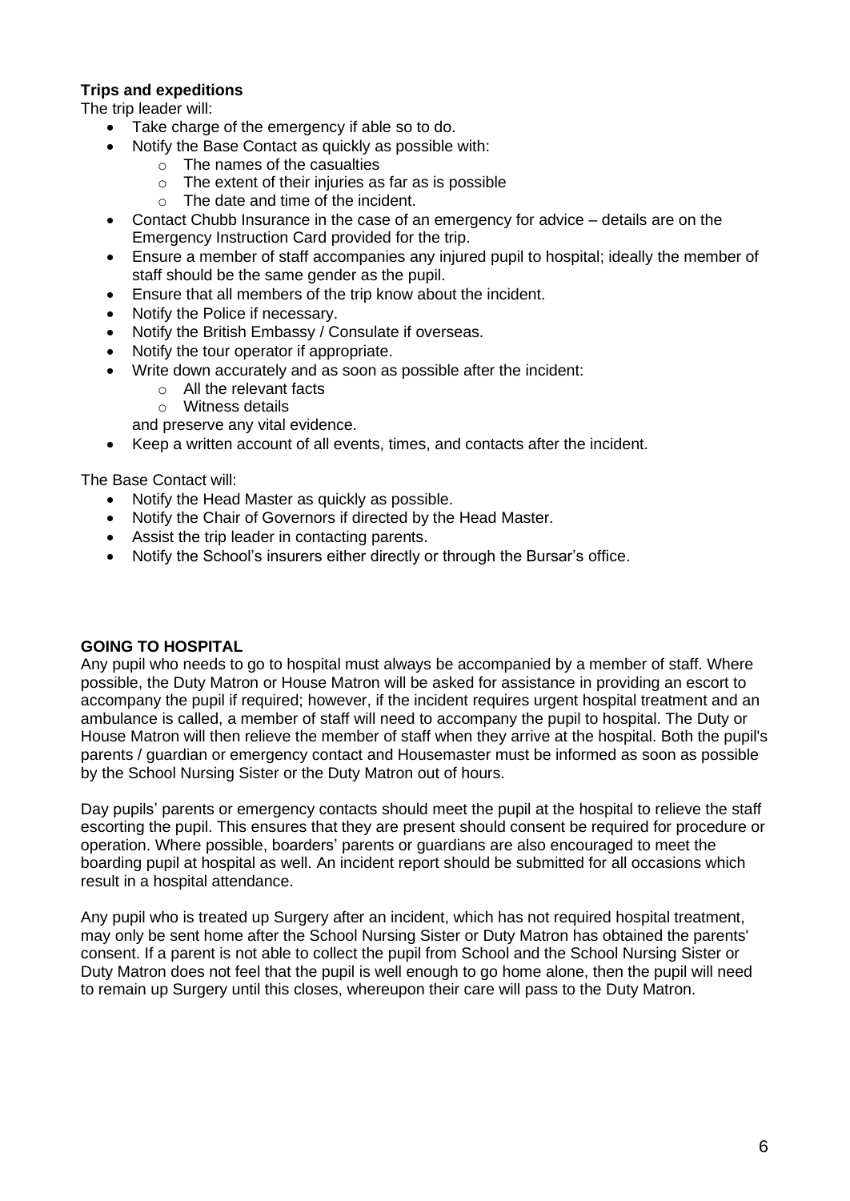**Trips and expeditions**

The trip leader will:

- Take charge of the emergency if able so to do.
- Notify the Base Contact as quickly as possible with:
  - The names of the casualties
  - The extent of their injuries as far as is possible
  - The date and time of the incident.
- Contact Chubb Insurance in the case of an emergency for advice – details are on the Emergency Instruction Card provided for the trip.
- Ensure a member of staff accompanies any injured pupil to hospital; ideally the member of staff should be the same gender as the pupil.
- Ensure that all members of the trip know about the incident.
- Notify the Police if necessary.
- Notify the British Embassy / Consulate if overseas.
- Notify the tour operator if appropriate.
- Write down accurately and as soon as possible after the incident:
  - All the relevant facts
  - Witness details

  and preserve any vital evidence.
- Keep a written account of all events, times, and contacts after the incident.

The Base Contact will:

- Notify the Head Master as quickly as possible.
- Notify the Chair of Governors if directed by the Head Master.
- Assist the trip leader in contacting parents.
- Notify the School's insurers either directly or through the Bursar's office.

**GOING TO HOSPITAL**

Any pupil who needs to go to hospital must always be accompanied by a member of staff. Where possible, the Duty Matron or House Matron will be asked for assistance in providing an escort to accompany the pupil if required; however, if the incident requires urgent hospital treatment and an ambulance is called, a member of staff will need to accompany the pupil to hospital. The Duty or House Matron will then relieve the member of staff when they arrive at the hospital. Both the pupil's parents / guardian or emergency contact and Housemaster must be informed as soon as possible by the School Nursing Sister or the Duty Matron out of hours.

Day pupils' parents or emergency contacts should meet the pupil at the hospital to relieve the staff escorting the pupil. This ensures that they are present should consent be required for procedure or operation. Where possible, boarders' parents or guardians are also encouraged to meet the boarding pupil at hospital as well. An incident report should be submitted for all occasions which result in a hospital attendance.

Any pupil who is treated up Surgery after an incident, which has not required hospital treatment, may only be sent home after the School Nursing Sister or Duty Matron has obtained the parents' consent. If a parent is not able to collect the pupil from School and the School Nursing Sister or Duty Matron does not feel that the pupil is well enough to go home alone, then the pupil will need to remain up Surgery until this closes, whereupon their care will pass to the Duty Matron.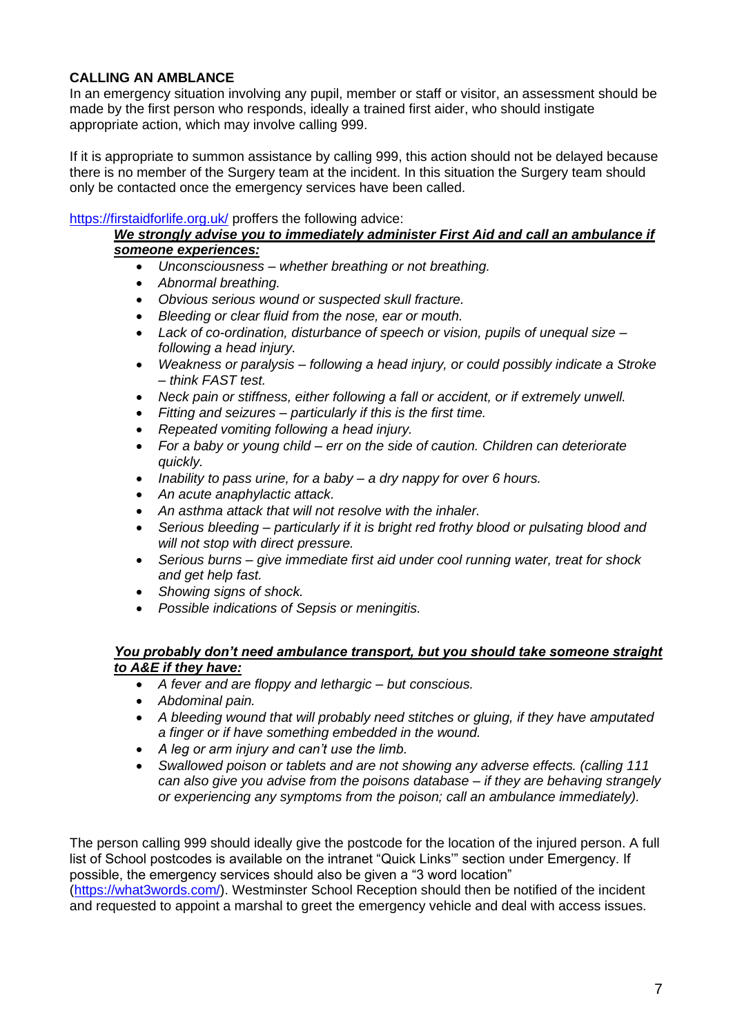**CALLING AN AMBLANCE**

In an emergency situation involving any pupil, member or staff or visitor, an assessment should be made by the first person who responds, ideally a trained first aider, who should instigate appropriate action, which may involve calling 999.

If it is appropriate to summon assistance by calling 999, this action should not be delayed because there is no member of the Surgery team at the incident. In this situation the Surgery team should only be contacted once the emergency services have been called.

[https://firstaidforlife.org.uk/](https://firstaidforlife.org.uk/) proffers the following advice:

> ***<u>We strongly advise you to immediately administer First Aid and call an ambulance if someone experiences:</u>***
>
> - *Unconsciousness – whether breathing or not breathing.*
> - *Abnormal breathing.*
> - *Obvious serious wound or suspected skull fracture.*
> - *Bleeding or clear fluid from the nose, ear or mouth.*
> - *Lack of co-ordination, disturbance of speech or vision, pupils of unequal size – following a head injury.*
> - *Weakness or paralysis – following a head injury, or could possibly indicate a Stroke – think FAST test.*
> - *Neck pain or stiffness, either following a fall or accident, or if extremely unwell.*
> - *Fitting and seizures – particularly if this is the first time.*
> - *Repeated vomiting following a head injury.*
> - *For a baby or young child – err on the side of caution. Children can deteriorate quickly.*
> - *Inability to pass urine, for a baby – a dry nappy for over 6 hours.*
> - *An acute anaphylactic attack.*
> - *An asthma attack that will not resolve with the inhaler.*
> - *Serious bleeding – particularly if it is bright red frothy blood or pulsating blood and will not stop with direct pressure.*
> - *Serious burns – give immediate first aid under cool running water, treat for shock and get help fast.*
> - *Showing signs of shock.*
> - *Possible indications of Sepsis or meningitis.*
>
> ***<u>You probably don't need ambulance transport, but you should take someone straight to A&E if they have:</u>***
>
> - *A fever and are floppy and lethargic – but conscious.*
> - *Abdominal pain.*
> - *A bleeding wound that will probably need stitches or gluing, if they have amputated a finger or if have something embedded in the wound.*
> - *A leg or arm injury and can't use the limb.*
> - *Swallowed poison or tablets and are not showing any adverse effects. (calling 111 can also give you advise from the poisons database – if they are behaving strangely or experiencing any symptoms from the poison; call an ambulance immediately).*

The person calling 999 should ideally give the postcode for the location of the injured person. A full list of School postcodes is available on the intranet "Quick Links'" section under Emergency. If possible, the emergency services should also be given a "3 word location" ([https://what3words.com/](https://what3words.com/)). Westminster School Reception should then be notified of the incident and requested to appoint a marshal to greet the emergency vehicle and deal with access issues.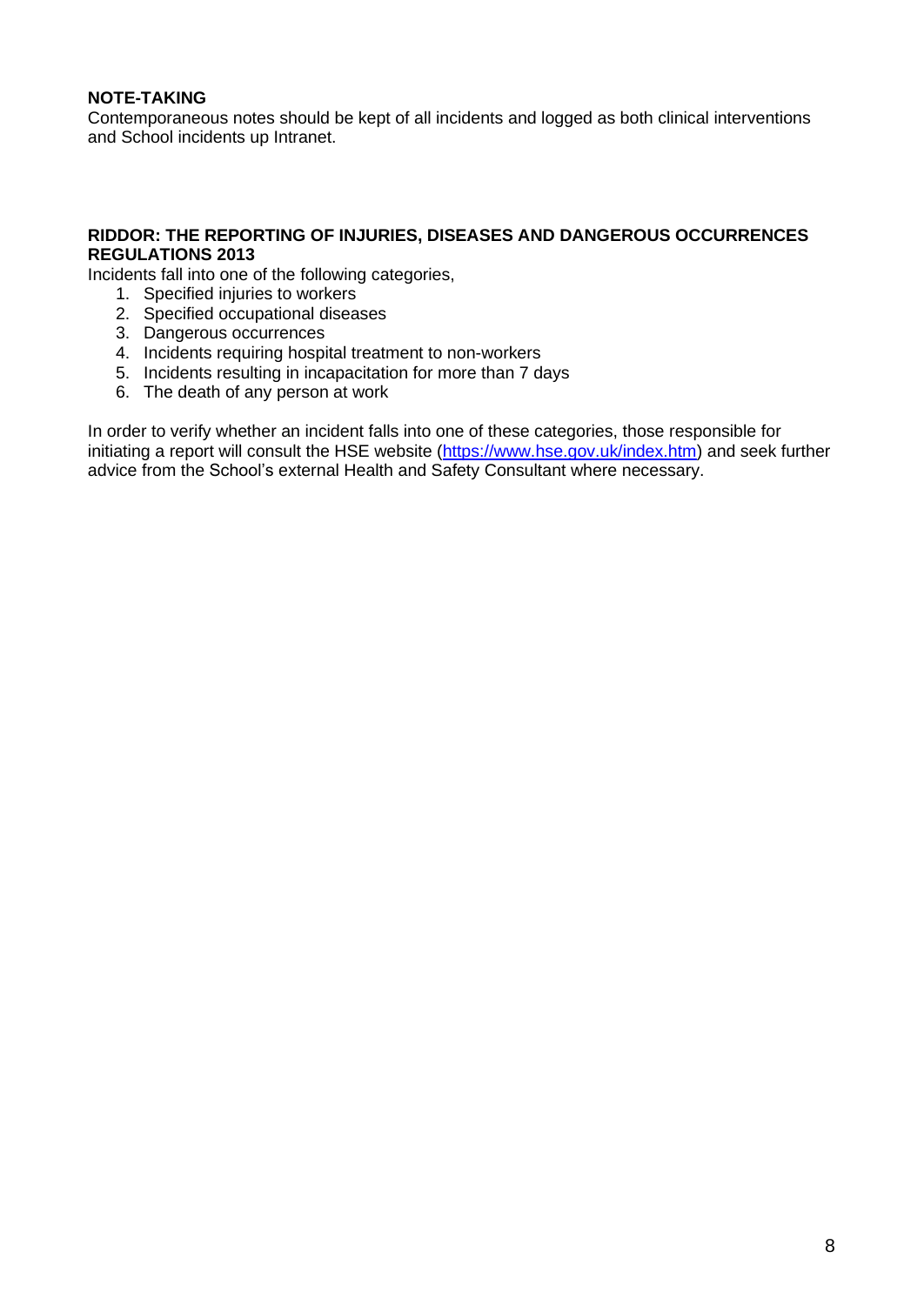**NOTE-TAKING**

Contemporaneous notes should be kept of all incidents and logged as both clinical interventions and School incidents up Intranet.

**RIDDOR: THE REPORTING OF INJURIES, DISEASES AND DANGEROUS OCCURRENCES REGULATIONS 2013**

Incidents fall into one of the following categories,

1. Specified injuries to workers
2. Specified occupational diseases
3. Dangerous occurrences
4. Incidents requiring hospital treatment to non-workers
5. Incidents resulting in incapacitation for more than 7 days
6. The death of any person at work

In order to verify whether an incident falls into one of these categories, those responsible for initiating a report will consult the HSE website (https://www.hse.gov.uk/index.htm) and seek further advice from the School's external Health and Safety Consultant where necessary.